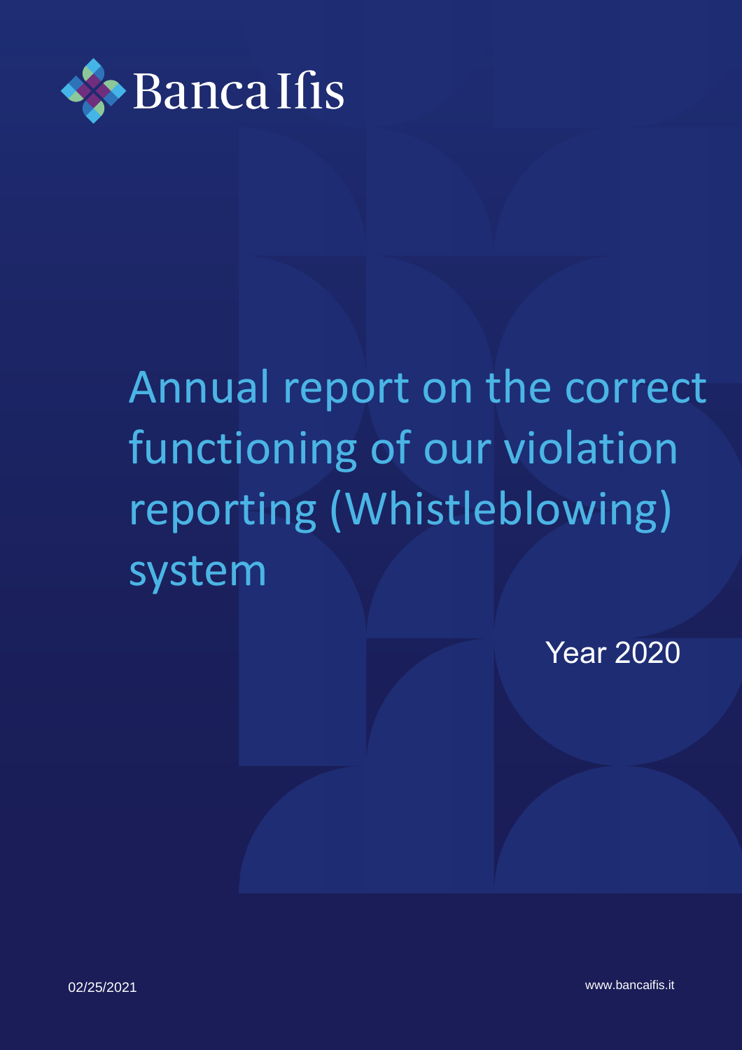Banca Ifis

# Annual report on the correct functioning of our violation reporting (Whistleblowing) system

Year 2020

02/25/2021

www.bancaifis.it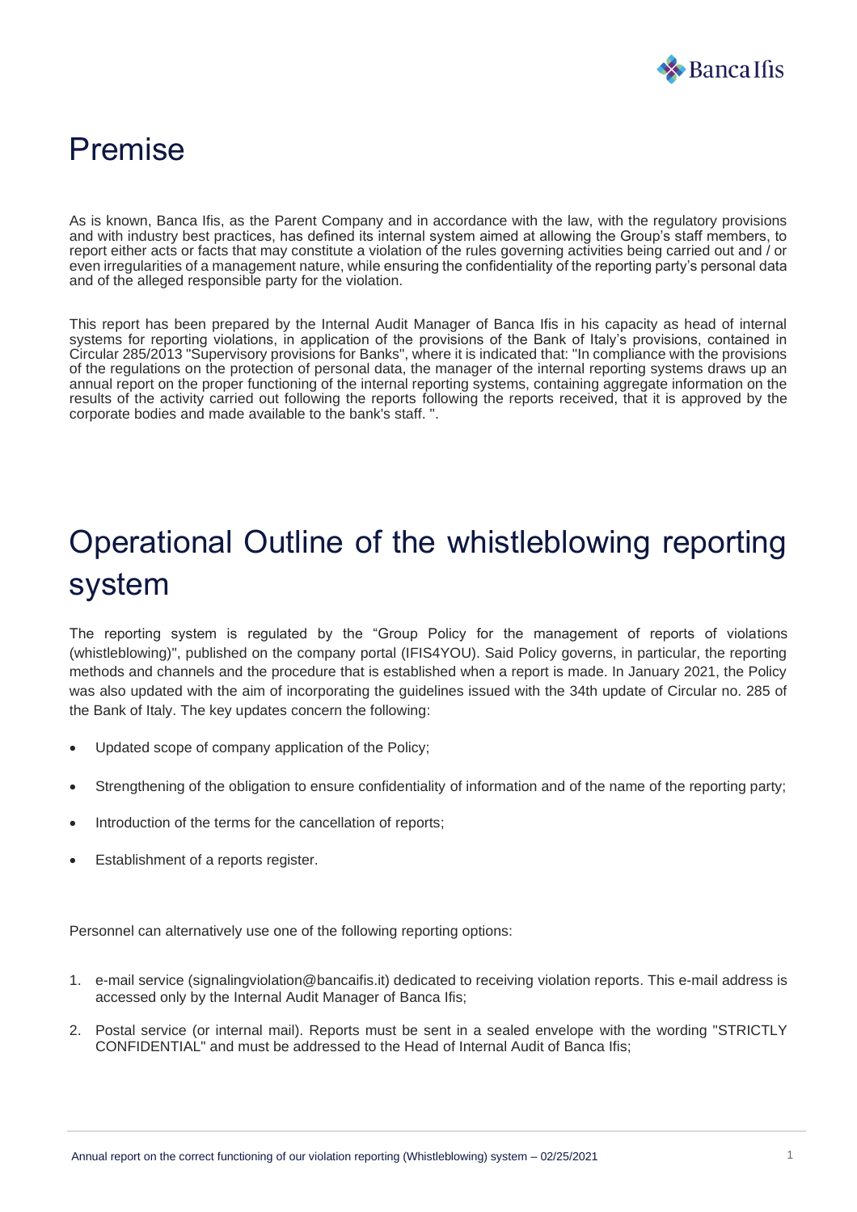# Premise

As is known, Banca Ifis, as the Parent Company and in accordance with the law, with the regulatory provisions and with industry best practices, has defined its internal system aimed at allowing the Group's staff members, to report either acts or facts that may constitute a violation of the rules governing activities being carried out and / or even irregularities of a management nature, while ensuring the confidentiality of the reporting party's personal data and of the alleged responsible party for the violation.

This report has been prepared by the Internal Audit Manager of Banca Ifis in his capacity as head of internal systems for reporting violations, in application of the provisions of the Bank of Italy's provisions, contained in Circular 285/2013 "Supervisory provisions for Banks", where it is indicated that: "In compliance with the provisions of the regulations on the protection of personal data, the manager of the internal reporting systems draws up an annual report on the proper functioning of the internal reporting systems, containing aggregate information on the results of the activity carried out following the reports following the reports received, that it is approved by the corporate bodies and made available to the bank's staff. ".

# Operational Outline of the whistleblowing reporting system

The reporting system is regulated by the "Group Policy for the management of reports of violations (whistleblowing)", published on the company portal (IFIS4YOU). Said Policy governs, in particular, the reporting methods and channels and the procedure that is established when a report is made. In January 2021, the Policy was also updated with the aim of incorporating the guidelines issued with the 34th update of Circular no. 285 of the Bank of Italy. The key updates concern the following:

- Updated scope of company application of the Policy;
- Strengthening of the obligation to ensure confidentiality of information and of the name of the reporting party;
- Introduction of the terms for the cancellation of reports;
- Establishment of a reports register.

Personnel can alternatively use one of the following reporting options:

1. e-mail service (signalingviolation@bancaifis.it) dedicated to receiving violation reports. This e-mail address is accessed only by the Internal Audit Manager of Banca Ifis;
2. Postal service (or internal mail). Reports must be sent in a sealed envelope with the wording "STRICTLY CONFIDENTIAL" and must be addressed to the Head of Internal Audit of Banca Ifis;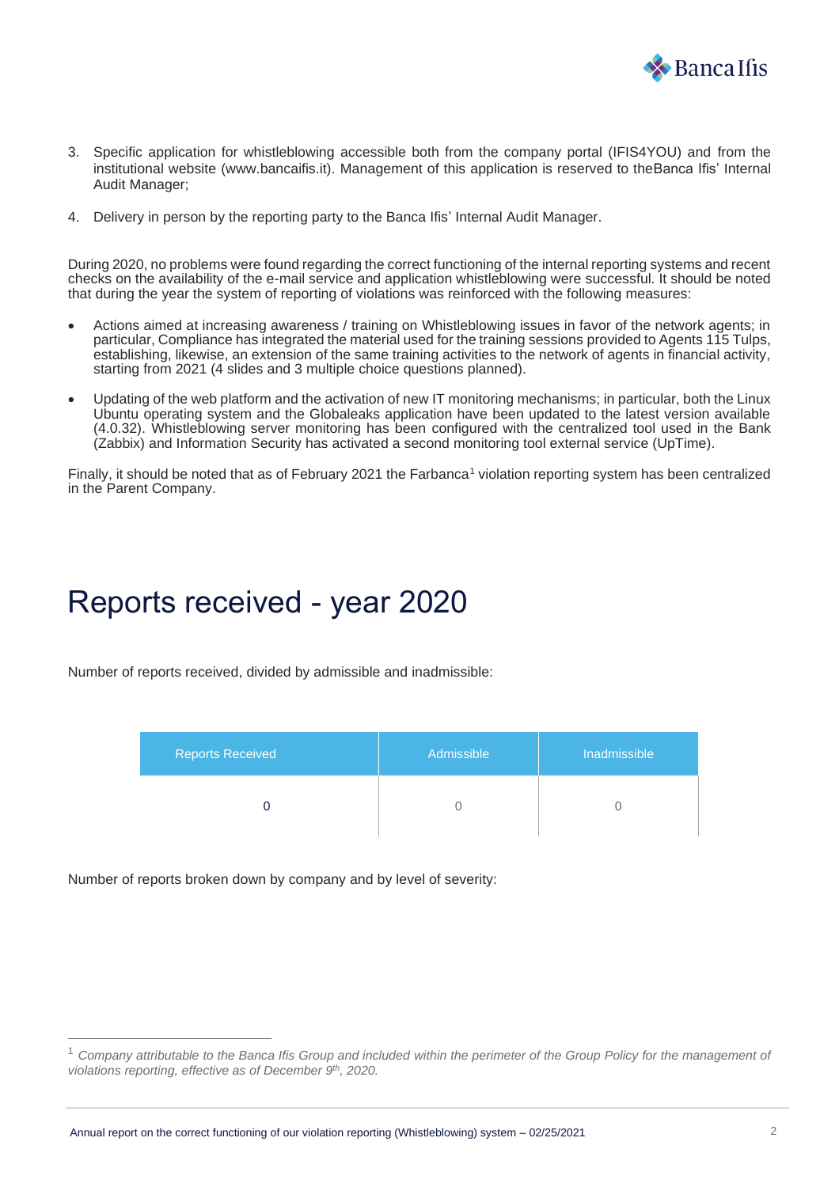3. Specific application for whistleblowing accessible both from the company portal (IFIS4YOU) and from the institutional website (www.bancaifis.it). Management of this application is reserved to theBanca Ifis' Internal Audit Manager;

4. Delivery in person by the reporting party to the Banca Ifis' Internal Audit Manager.

During 2020, no problems were found regarding the correct functioning of the internal reporting systems and recent checks on the availability of the e-mail service and application whistleblowing were successful. It should be noted that during the year the system of reporting of violations was reinforced with the following measures:

- Actions aimed at increasing awareness / training on Whistleblowing issues in favor of the network agents; in particular, Compliance has integrated the material used for the training sessions provided to Agents 115 Tulps, establishing, likewise, an extension of the same training activities to the network of agents in financial activity, starting from 2021 (4 slides and 3 multiple choice questions planned).

- Updating of the web platform and the activation of new IT monitoring mechanisms; in particular, both the Linux Ubuntu operating system and the Globaleaks application have been updated to the latest version available (4.0.32). Whistleblowing server monitoring has been configured with the centralized tool used in the Bank (Zabbix) and Information Security has activated a second monitoring tool external service (UpTime).

Finally, it should be noted that as of February 2021 the Farbanca[1] violation reporting system has been centralized in the Parent Company.

# Reports received - year 2020

Number of reports received, divided by admissible and inadmissible:

| Reports Received | Admissible | Inadmissible |
|---|---|---|
| 0 | 0 | 0 |

Number of reports broken down by company and by level of severity:

[1] *Company attributable to the Banca Ifis Group and included within the perimeter of the Group Policy for the management of violations reporting, effective as of December 9th, 2020.*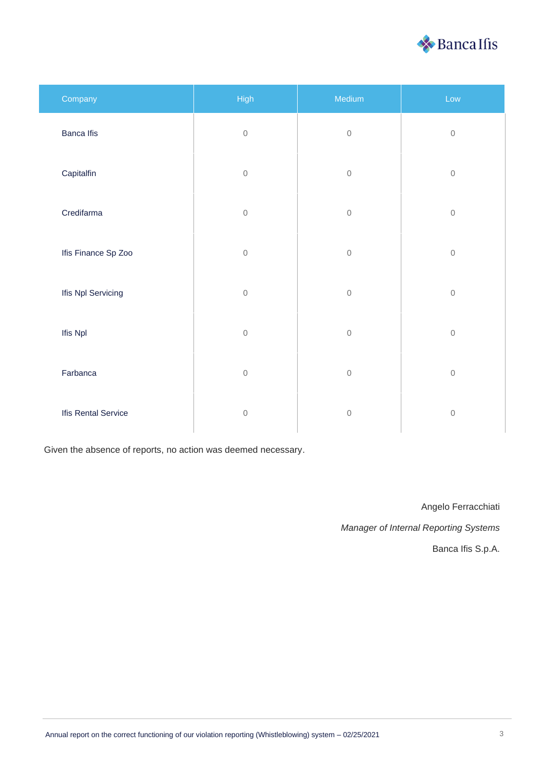| Company | High | Medium | Low |
|---|---|---|---|
| Banca Ifis | 0 | 0 | 0 |
| Capitalfin | 0 | 0 | 0 |
| Credifarma | 0 | 0 | 0 |
| Ifis Finance Sp Zoo | 0 | 0 | 0 |
| Ifis Npl Servicing | 0 | 0 | 0 |
| Ifis Npl | 0 | 0 | 0 |
| Farbanca | 0 | 0 | 0 |
| Ifis Rental Service | 0 | 0 | 0 |

Given the absence of reports, no action was deemed necessary.

Angelo Ferracchiati

*Manager of Internal Reporting Systems*

Banca Ifis S.p.A.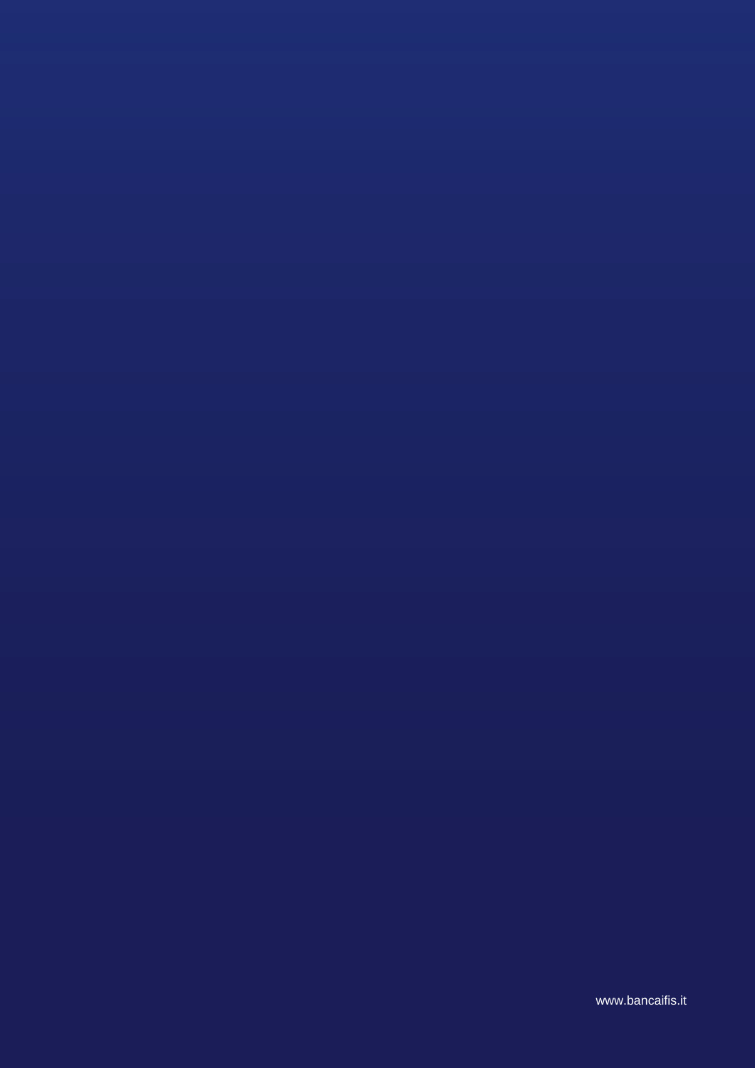www.bancaifis.it